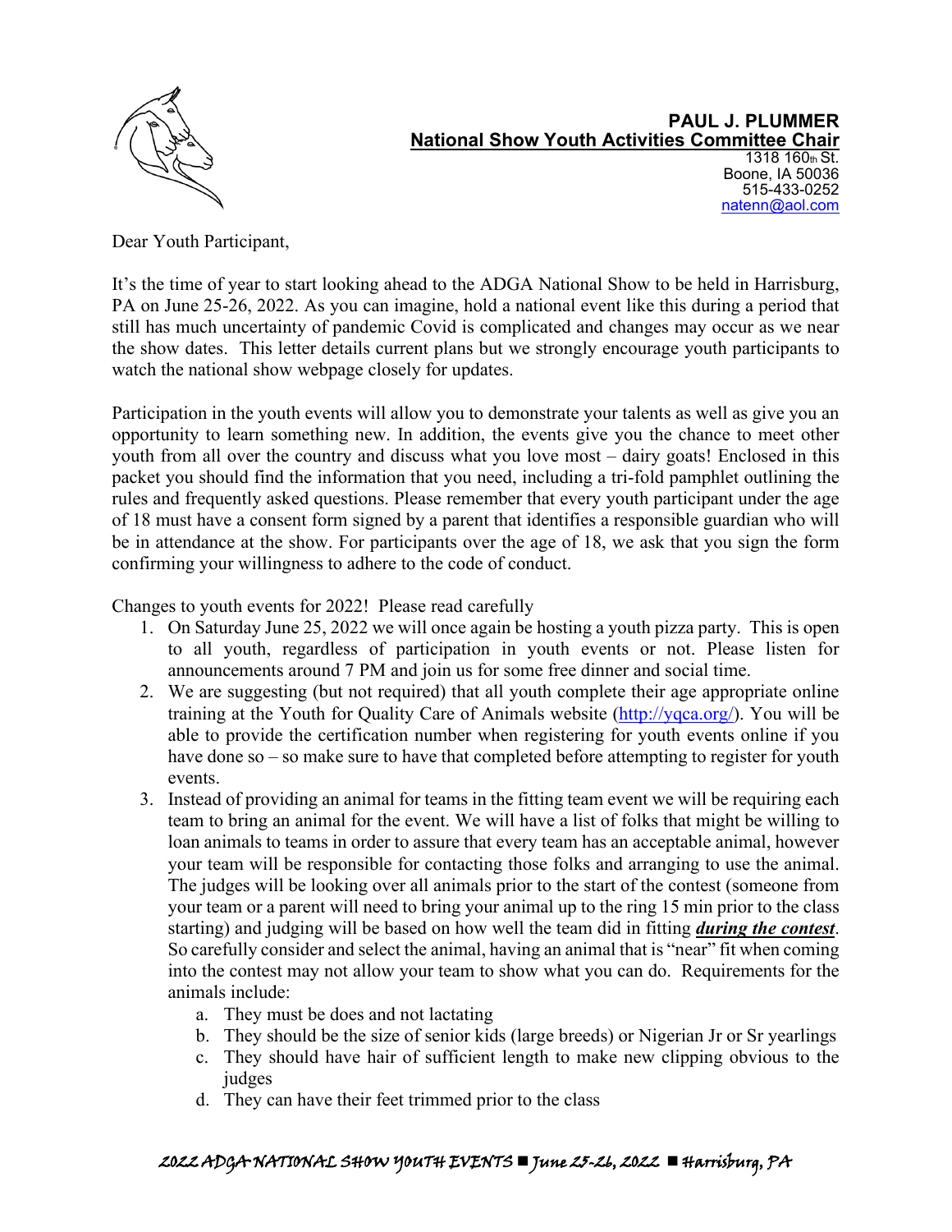**PAUL J. PLUMMER**
**National Show Youth Activities Committee Chair**
1318 160th St.
Boone, IA 50036
515-433-0252
natenn@aol.com

Dear Youth Participant,

It's the time of year to start looking ahead to the ADGA National Show to be held in Harrisburg, PA on June 25-26, 2022. As you can imagine, hold a national event like this during a period that still has much uncertainty of pandemic Covid is complicated and changes may occur as we near the show dates. This letter details current plans but we strongly encourage youth participants to watch the national show webpage closely for updates.

Participation in the youth events will allow you to demonstrate your talents as well as give you an opportunity to learn something new. In addition, the events give you the chance to meet other youth from all over the country and discuss what you love most – dairy goats! Enclosed in this packet you should find the information that you need, including a tri-fold pamphlet outlining the rules and frequently asked questions. Please remember that every youth participant under the age of 18 must have a consent form signed by a parent that identifies a responsible guardian who will be in attendance at the show. For participants over the age of 18, we ask that you sign the form confirming your willingness to adhere to the code of conduct.

Changes to youth events for 2022! Please read carefully

1. On Saturday June 25, 2022 we will once again be hosting a youth pizza party. This is open to all youth, regardless of participation in youth events or not. Please listen for announcements around 7 PM and join us for some free dinner and social time.
2. We are suggesting (but not required) that all youth complete their age appropriate online training at the Youth for Quality Care of Animals website (http://yqca.org/). You will be able to provide the certification number when registering for youth events online if you have done so – so make sure to have that completed before attempting to register for youth events.
3. Instead of providing an animal for teams in the fitting team event we will be requiring each team to bring an animal for the event. We will have a list of folks that might be willing to loan animals to teams in order to assure that every team has an acceptable animal, however your team will be responsible for contacting those folks and arranging to use the animal. The judges will be looking over all animals prior to the start of the contest (someone from your team or a parent will need to bring your animal up to the ring 15 min prior to the class starting) and judging will be based on how well the team did in fitting ***during the contest***. So carefully consider and select the animal, having an animal that is "near" fit when coming into the contest may not allow your team to show what you can do. Requirements for the animals include:
    a. They must be does and not lactating
    b. They should be the size of senior kids (large breeds) or Nigerian Jr or Sr yearlings
    c. They should have hair of sufficient length to make new clipping obvious to the judges
    d. They can have their feet trimmed prior to the class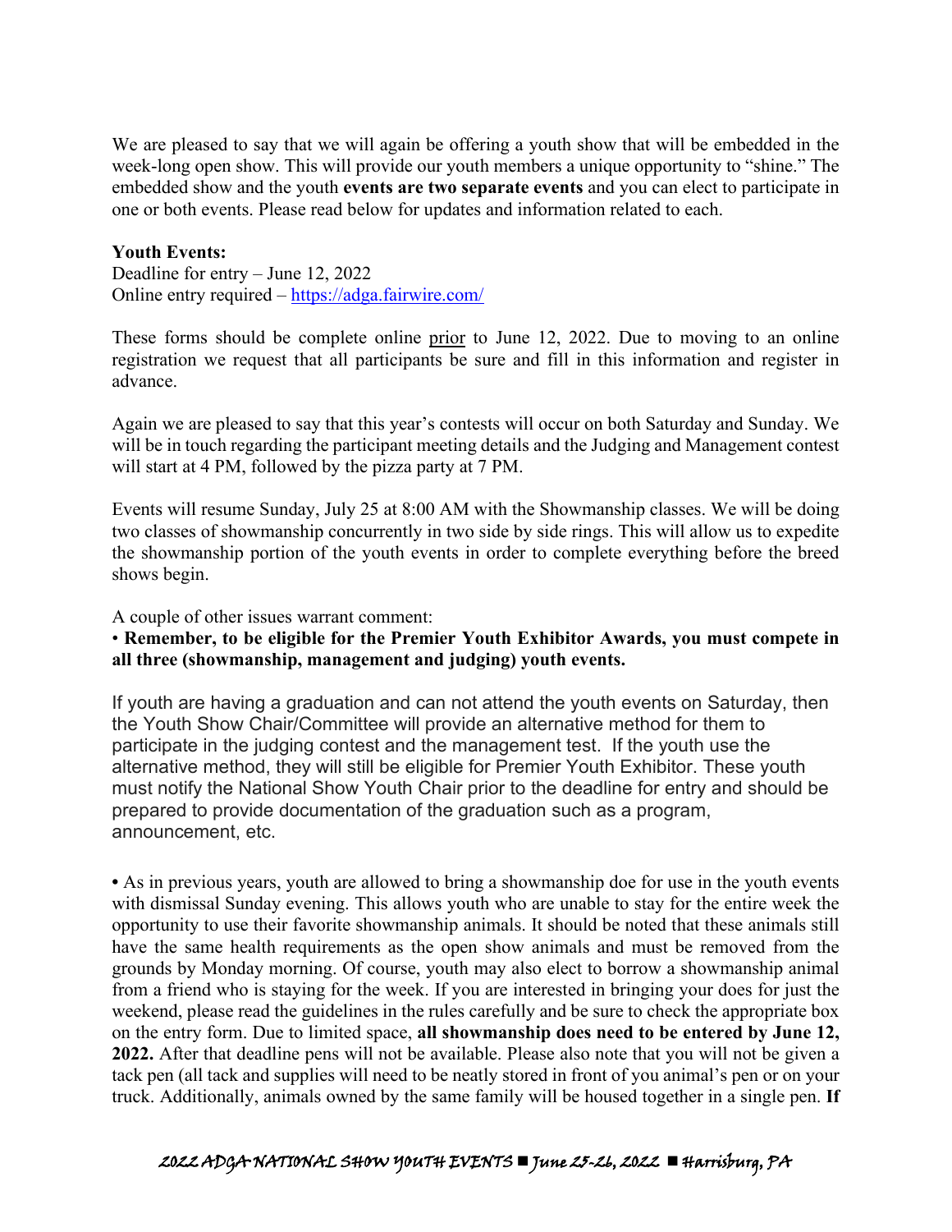We are pleased to say that we will again be offering a youth show that will be embedded in the week-long open show. This will provide our youth members a unique opportunity to "shine." The embedded show and the youth **events are two separate events** and you can elect to participate in one or both events. Please read below for updates and information related to each.

**Youth Events:**
Deadline for entry – June 12, 2022
Online entry required – https://adga.fairwire.com/

These forms should be complete online prior to June 12, 2022. Due to moving to an online registration we request that all participants be sure and fill in this information and register in advance.

Again we are pleased to say that this year's contests will occur on both Saturday and Sunday. We will be in touch regarding the participant meeting details and the Judging and Management contest will start at 4 PM, followed by the pizza party at 7 PM.

Events will resume Sunday, July 25 at 8:00 AM with the Showmanship classes. We will be doing two classes of showmanship concurrently in two side by side rings. This will allow us to expedite the showmanship portion of the youth events in order to complete everything before the breed shows begin.

A couple of other issues warrant comment:

• **Remember, to be eligible for the Premier Youth Exhibitor Awards, you must compete in all three (showmanship, management and judging) youth events.**

If youth are having a graduation and can not attend the youth events on Saturday, then the Youth Show Chair/Committee will provide an alternative method for them to participate in the judging contest and the management test. If the youth use the alternative method, they will still be eligible for Premier Youth Exhibitor. These youth must notify the National Show Youth Chair prior to the deadline for entry and should be prepared to provide documentation of the graduation such as a program, announcement, etc.

• As in previous years, youth are allowed to bring a showmanship doe for use in the youth events with dismissal Sunday evening. This allows youth who are unable to stay for the entire week the opportunity to use their favorite showmanship animals. It should be noted that these animals still have the same health requirements as the open show animals and must be removed from the grounds by Monday morning. Of course, youth may also elect to borrow a showmanship animal from a friend who is staying for the week. If you are interested in bringing your does for just the weekend, please read the guidelines in the rules carefully and be sure to check the appropriate box on the entry form. Due to limited space, **all showmanship does need to be entered by June 12, 2022.** After that deadline pens will not be available. Please also note that you will not be given a tack pen (all tack and supplies will need to be neatly stored in front of you animal's pen or on your truck. Additionally, animals owned by the same family will be housed together in a single pen. **If**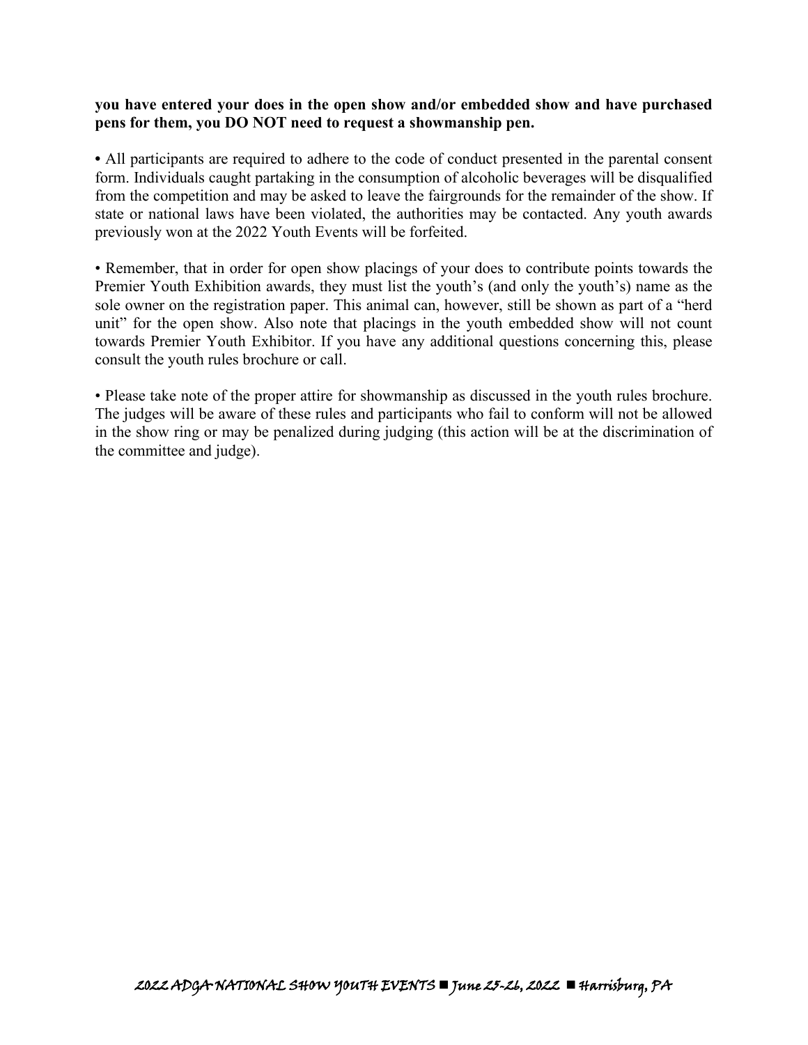**you have entered your does in the open show and/or embedded show and have purchased pens for them, you DO NOT need to request a showmanship pen.**

• All participants are required to adhere to the code of conduct presented in the parental consent form. Individuals caught partaking in the consumption of alcoholic beverages will be disqualified from the competition and may be asked to leave the fairgrounds for the remainder of the show. If state or national laws have been violated, the authorities may be contacted. Any youth awards previously won at the 2022 Youth Events will be forfeited.

• Remember, that in order for open show placings of your does to contribute points towards the Premier Youth Exhibition awards, they must list the youth's (and only the youth's) name as the sole owner on the registration paper. This animal can, however, still be shown as part of a "herd unit" for the open show. Also note that placings in the youth embedded show will not count towards Premier Youth Exhibitor. If you have any additional questions concerning this, please consult the youth rules brochure or call.

• Please take note of the proper attire for showmanship as discussed in the youth rules brochure. The judges will be aware of these rules and participants who fail to conform will not be allowed in the show ring or may be penalized during judging (this action will be at the discrimination of the committee and judge).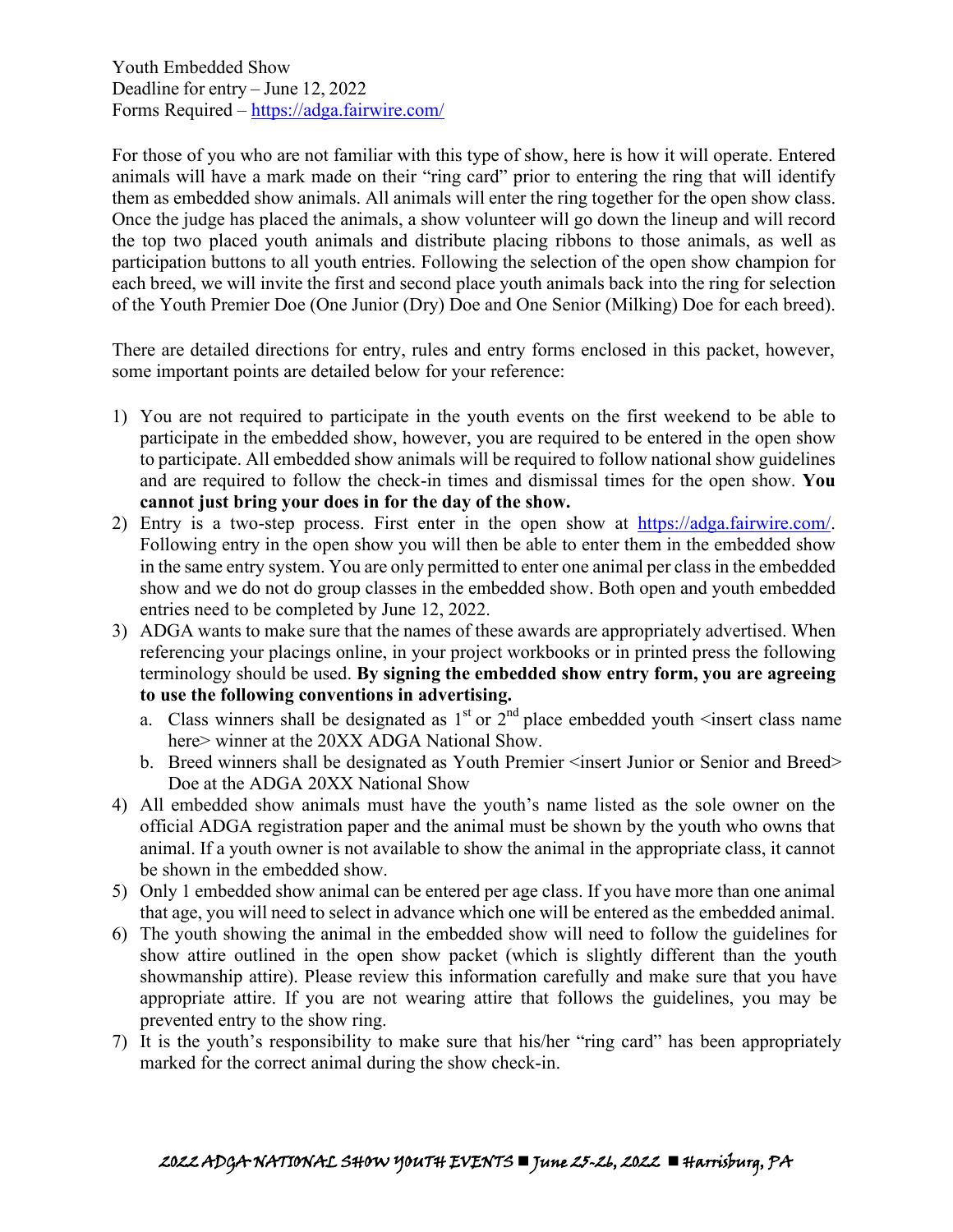Youth Embedded Show
Deadline for entry – June 12, 2022
Forms Required – https://adga.fairwire.com/

For those of you who are not familiar with this type of show, here is how it will operate. Entered animals will have a mark made on their "ring card" prior to entering the ring that will identify them as embedded show animals. All animals will enter the ring together for the open show class. Once the judge has placed the animals, a show volunteer will go down the lineup and will record the top two placed youth animals and distribute placing ribbons to those animals, as well as participation buttons to all youth entries. Following the selection of the open show champion for each breed, we will invite the first and second place youth animals back into the ring for selection of the Youth Premier Doe (One Junior (Dry) Doe and One Senior (Milking) Doe for each breed).

There are detailed directions for entry, rules and entry forms enclosed in this packet, however, some important points are detailed below for your reference:

1) You are not required to participate in the youth events on the first weekend to be able to participate in the embedded show, however, you are required to be entered in the open show to participate. All embedded show animals will be required to follow national show guidelines and are required to follow the check-in times and dismissal times for the open show. **You cannot just bring your does in for the day of the show.**
2) Entry is a two-step process. First enter in the open show at https://adga.fairwire.com/. Following entry in the open show you will then be able to enter them in the embedded show in the same entry system. You are only permitted to enter one animal per class in the embedded show and we do not do group classes in the embedded show. Both open and youth embedded entries need to be completed by June 12, 2022.
3) ADGA wants to make sure that the names of these awards are appropriately advertised. When referencing your placings online, in your project workbooks or in printed press the following terminology should be used. **By signing the embedded show entry form, you are agreeing to use the following conventions in advertising.**
   a. Class winners shall be designated as 1st or 2nd place embedded youth <insert class name here> winner at the 20XX ADGA National Show.
   b. Breed winners shall be designated as Youth Premier <insert Junior or Senior and Breed> Doe at the ADGA 20XX National Show
4) All embedded show animals must have the youth's name listed as the sole owner on the official ADGA registration paper and the animal must be shown by the youth who owns that animal. If a youth owner is not available to show the animal in the appropriate class, it cannot be shown in the embedded show.
5) Only 1 embedded show animal can be entered per age class. If you have more than one animal that age, you will need to select in advance which one will be entered as the embedded animal.
6) The youth showing the animal in the embedded show will need to follow the guidelines for show attire outlined in the open show packet (which is slightly different than the youth showmanship attire). Please review this information carefully and make sure that you have appropriate attire. If you are not wearing attire that follows the guidelines, you may be prevented entry to the show ring.
7) It is the youth's responsibility to make sure that his/her "ring card" has been appropriately marked for the correct animal during the show check-in.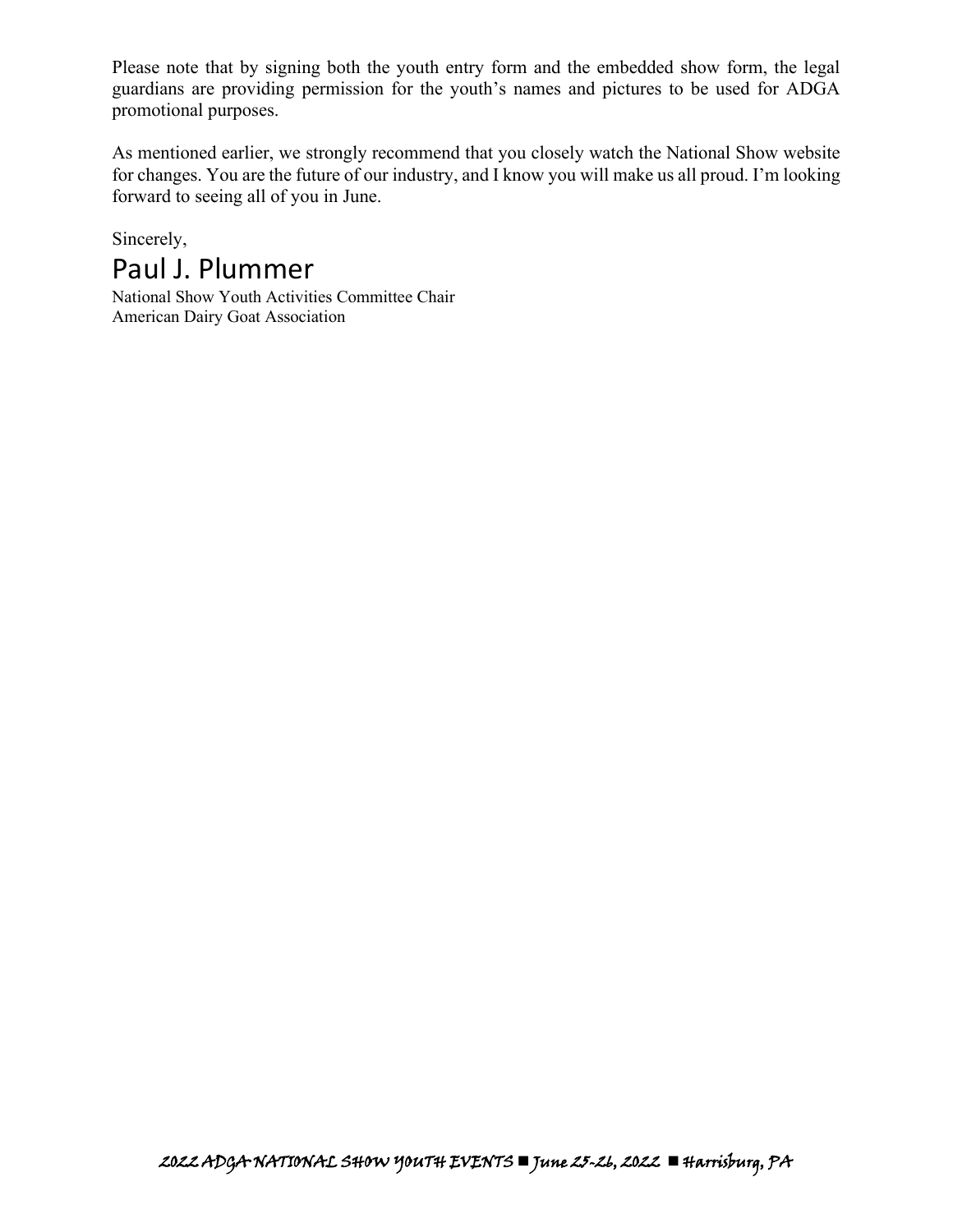Please note that by signing both the youth entry form and the embedded show form, the legal guardians are providing permission for the youth's names and pictures to be used for ADGA promotional purposes.

As mentioned earlier, we strongly recommend that you closely watch the National Show website for changes. You are the future of our industry, and I know you will make us all proud. I'm looking forward to seeing all of you in June.

Sincerely,

Paul J. Plummer

National Show Youth Activities Committee Chair
American Dairy Goat Association